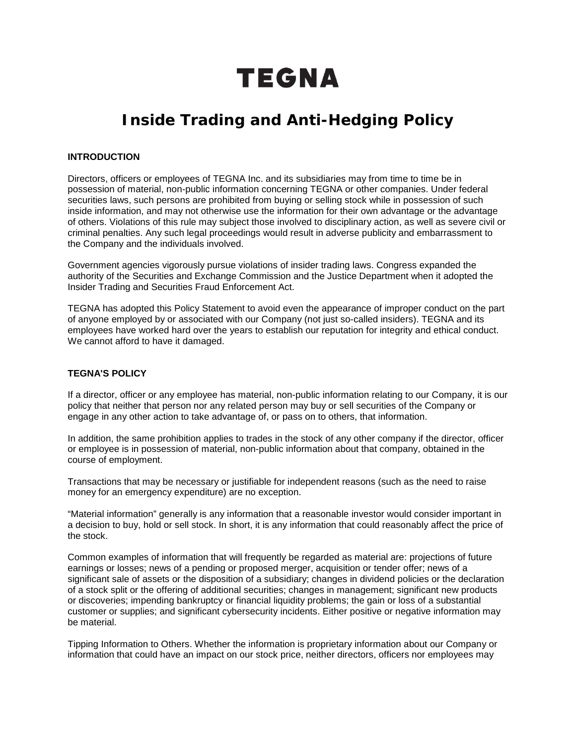# TEGNA

# Inside Trading and Anti-Hedging Policy

### INTRODUCTION

Directors, officers or employees of TEGNA Inc. and its subsidiaries may from time to time be in possession of material, non-public information concerning TEGNA or other companies. Under federal securities laws, such persons are prohibited from buying or selling stock while in possession of such inside information, and may not otherwise use the information for their own advantage or the advantage of others. Violations of this rule may subject those involved to disciplinary action, as well as severe civil or criminal penalties. Any such legal proceedings would result in adverse publicity and embarrassment to the Company and the individuals involved.

Government agencies vigorously pursue violations of insider trading laws. Congress expanded the authority of the Securities and Exchange Commission and the Justice Department when it adopted the Insider Trading and Securities Fraud Enforcement Act.

TEGNA has adopted this Policy Statement to avoid even the appearance of improper conduct on the part of anyone employed by or associated with our Company (not just so-called insiders). TEGNA and its employees have worked hard over the years to establish our reputation for integrity and ethical conduct. We cannot afford to have it damaged.

### TEGNA'S POLICY

If a director, officer or any employee has material, non-public information relating to our Company, it is our policy that neither that person nor any related person may buy or sell securities of the Company or engage in any other action to take advantage of, or pass on to others, that information.

In addition, the same prohibition applies to trades in the stock of any other company if the director, officer or employee is in possession of material, non-public information about that company, obtained in the course of employment.

Transactions that may be necessary or justifiable for independent reasons (such as the need to raise money for an emergency expenditure) are no exception.

"Material information" generally is any information that a reasonable investor would consider important in a decision to buy, hold or sell stock. In short, it is any information that could reasonably affect the price of the stock.

Common examples of information that will frequently be regarded as material are: projections of future earnings or losses; news of a pending or proposed merger, acquisition or tender offer; news of a significant sale of assets or the disposition of a subsidiary; changes in dividend policies or the declaration of a stock split or the offering of additional securities; changes in management; significant new products or discoveries; impending bankruptcy or financial liquidity problems; the gain or loss of a substantial customer or supplies; and significant cybersecurity incidents. Either positive or negative information may be material.

Tipping Information to Others. Whether the information is proprietary information about our Company or information that could have an impact on our stock price, neither directors, officers nor employees may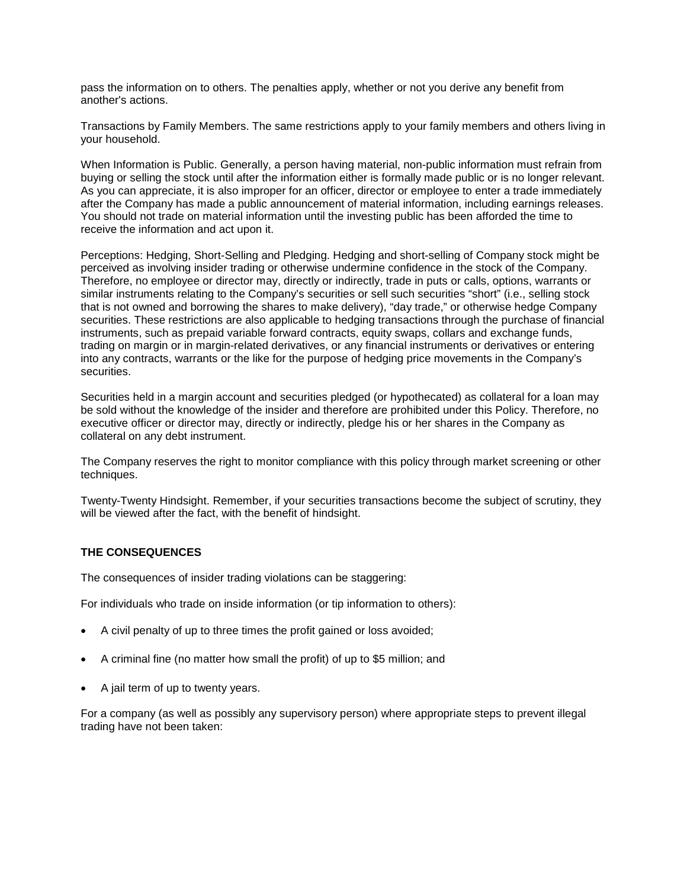pass the information on to others. The penalties apply, whether or not you derive any benefit from another's actions.

Transactions by Family Members. The same restrictions apply to your family members and others living in your household.

When Information is Public. Generally, a person having material, non-public information must refrain from buying or selling the stock until after the information either is formally made public or is no longer relevant. As you can appreciate, it is also improper for an officer, director or employee to enter a trade immediately after the Company has made a public announcement of material information, including earnings releases. You should not trade on material information until the investing public has been afforded the time to receive the information and act upon it.

Perceptions: Hedging, Short-Selling and Pledging. Hedging and short-selling of Company stock might be perceived as involving insider trading or otherwise undermine confidence in the stock of the Company. Therefore, no employee or director may, directly or indirectly, trade in puts or calls, options, warrants or similar instruments relating to the Company's securities or sell such securities "short" (i.e., selling stock that is not owned and borrowing the shares to make delivery), "day trade," or otherwise hedge Company securities. These restrictions are also applicable to hedging transactions through the purchase of financial instruments, such as prepaid variable forward contracts, equity swaps, collars and exchange funds, trading on margin or in margin-related derivatives, or any financial instruments or derivatives or entering into any contracts, warrants or the like for the purpose of hedging price movements in the Company's securities.

Securities held in a margin account and securities pledged (or hypothecated) as collateral for a loan may be sold without the knowledge of the insider and therefore are prohibited under this Policy. Therefore, no executive officer or director may, directly or indirectly, pledge his or her shares in the Company as collateral on any debt instrument.

The Company reserves the right to monitor compliance with this policy through market screening or other techniques.

Twenty-Twenty Hindsight. Remember, if your securities transactions become the subject of scrutiny, they will be viewed after the fact, with the benefit of hindsight.

**THE CONSEQUENCES**

The consequences of insider trading violations can be staggering:

For individuals who trade on inside information (or tip information to others):

- A civil penalty of up to three times the profit gained or loss avoided;
- A criminal fine (no matter how small the profit) of up to $5 million; and
- A jail term of up to twenty years.

For a company (as well as possibly any supervisory person) where appropriate steps to prevent illegal trading have not been taken: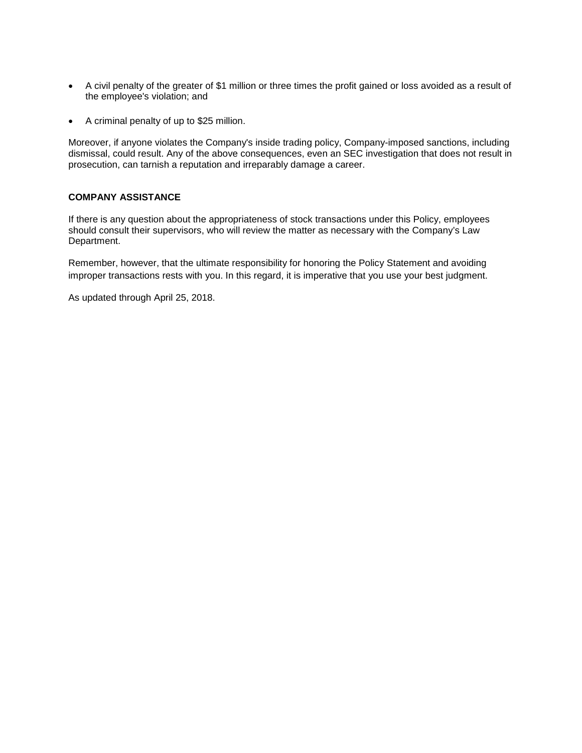- A civil penalty of the greater of $1 million or three times the profit gained or loss avoided as a result of the employee's violation; and

- A criminal penalty of up to $25 million.

Moreover, if anyone violates the Company's inside trading policy, Company-imposed sanctions, including dismissal, could result. Any of the above consequences, even an SEC investigation that does not result in prosecution, can tarnish a reputation and irreparably damage a career.

**COMPANY ASSISTANCE**

If there is any question about the appropriateness of stock transactions under this Policy, employees should consult their supervisors, who will review the matter as necessary with the Company's Law Department.

Remember, however, that the ultimate responsibility for honoring the Policy Statement and avoiding improper transactions rests with you. In this regard, it is imperative that you use your best judgment.

As updated through April 25, 2018.